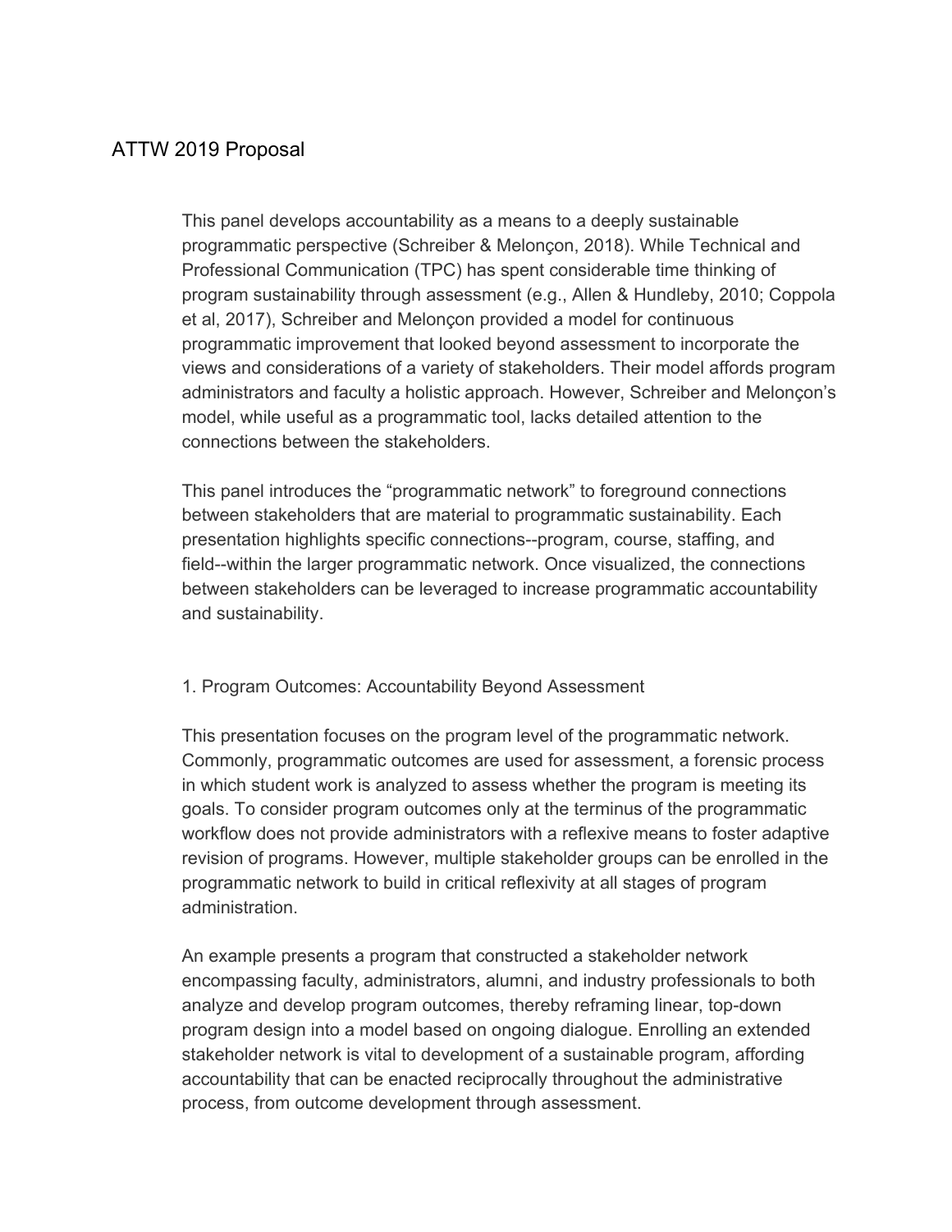# ATTW 2019 Proposal

This panel develops accountability as a means to a deeply sustainable programmatic perspective (Schreiber & Melonçon, 2018). While Technical and Professional Communication (TPC) has spent considerable time thinking of program sustainability through assessment (e.g., Allen & Hundleby, 2010; Coppola et al, 2017), Schreiber and Melonçon provided a model for continuous programmatic improvement that looked beyond assessment to incorporate the views and considerations of a variety of stakeholders. Their model affords program administrators and faculty a holistic approach. However, Schreiber and Melonçon's model, while useful as a programmatic tool, lacks detailed attention to the connections between the stakeholders.

This panel introduces the "programmatic network" to foreground connections between stakeholders that are material to programmatic sustainability. Each presentation highlights specific connections--program, course, staffing, and field--within the larger programmatic network. Once visualized, the connections between stakeholders can be leveraged to increase programmatic accountability and sustainability.

## 1. Program Outcomes: Accountability Beyond Assessment

This presentation focuses on the program level of the programmatic network. Commonly, programmatic outcomes are used for assessment, a forensic process in which student work is analyzed to assess whether the program is meeting its goals. To consider program outcomes only at the terminus of the programmatic workflow does not provide administrators with a reflexive means to foster adaptive revision of programs. However, multiple stakeholder groups can be enrolled in the programmatic network to build in critical reflexivity at all stages of program administration.

An example presents a program that constructed a stakeholder network encompassing faculty, administrators, alumni, and industry professionals to both analyze and develop program outcomes, thereby reframing linear, top-down program design into a model based on ongoing dialogue. Enrolling an extended stakeholder network is vital to development of a sustainable program, affording accountability that can be enacted reciprocally throughout the administrative process, from outcome development through assessment.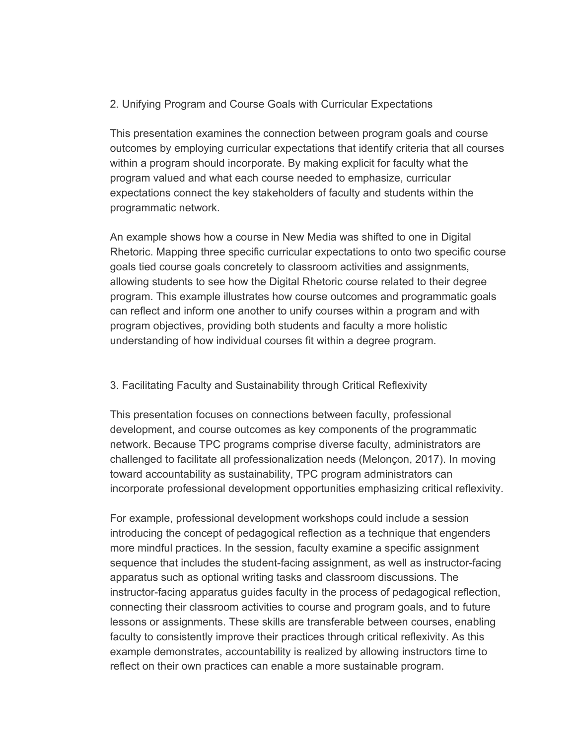## 2. Unifying Program and Course Goals with Curricular Expectations

This presentation examines the connection between program goals and course outcomes by employing curricular expectations that identify criteria that all courses within a program should incorporate. By making explicit for faculty what the program valued and what each course needed to emphasize, curricular expectations connect the key stakeholders of faculty and students within the programmatic network.

An example shows how a course in New Media was shifted to one in Digital Rhetoric. Mapping three specific curricular expectations to onto two specific course goals tied course goals concretely to classroom activities and assignments, allowing students to see how the Digital Rhetoric course related to their degree program. This example illustrates how course outcomes and programmatic goals can reflect and inform one another to unify courses within a program and with program objectives, providing both students and faculty a more holistic understanding of how individual courses fit within a degree program.

## 3. Facilitating Faculty and Sustainability through Critical Reflexivity

This presentation focuses on connections between faculty, professional development, and course outcomes as key components of the programmatic network. Because TPC programs comprise diverse faculty, administrators are challenged to facilitate all professionalization needs (Melonçon, 2017). In moving toward accountability as sustainability, TPC program administrators can incorporate professional development opportunities emphasizing critical reflexivity.

For example, professional development workshops could include a session introducing the concept of pedagogical reflection as a technique that engenders more mindful practices. In the session, faculty examine a specific assignment sequence that includes the student-facing assignment, as well as instructor-facing apparatus such as optional writing tasks and classroom discussions. The instructor-facing apparatus guides faculty in the process of pedagogical reflection, connecting their classroom activities to course and program goals, and to future lessons or assignments. These skills are transferable between courses, enabling faculty to consistently improve their practices through critical reflexivity. As this example demonstrates, accountability is realized by allowing instructors time to reflect on their own practices can enable a more sustainable program.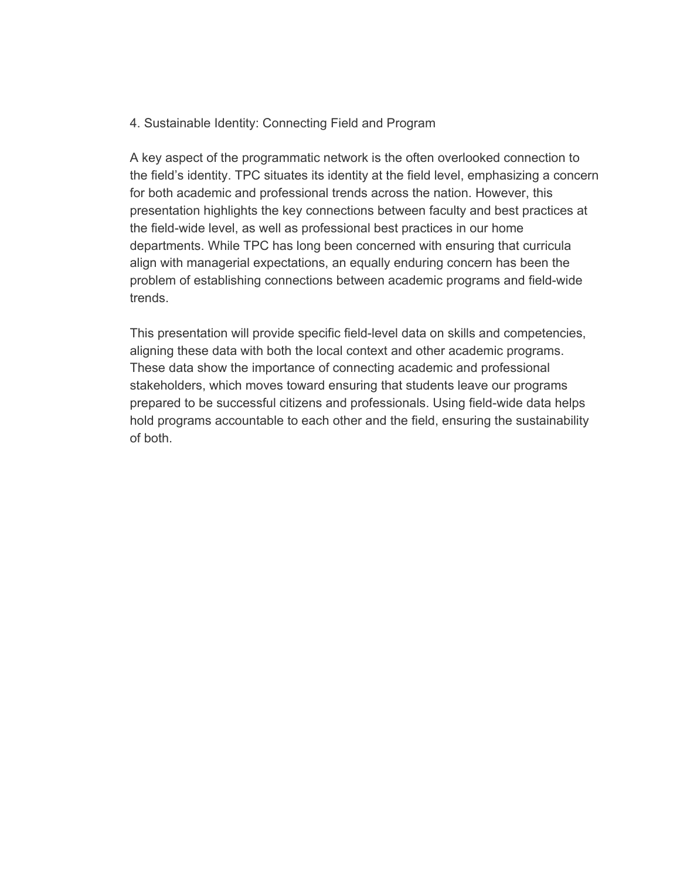## 4. Sustainable Identity: Connecting Field and Program

A key aspect of the programmatic network is the often overlooked connection to the field's identity. TPC situates its identity at the field level, emphasizing a concern for both academic and professional trends across the nation. However, this presentation highlights the key connections between faculty and best practices at the field-wide level, as well as professional best practices in our home departments. While TPC has long been concerned with ensuring that curricula align with managerial expectations, an equally enduring concern has been the problem of establishing connections between academic programs and field-wide trends.

This presentation will provide specific field-level data on skills and competencies, aligning these data with both the local context and other academic programs. These data show the importance of connecting academic and professional stakeholders, which moves toward ensuring that students leave our programs prepared to be successful citizens and professionals. Using field-wide data helps hold programs accountable to each other and the field, ensuring the sustainability of both.